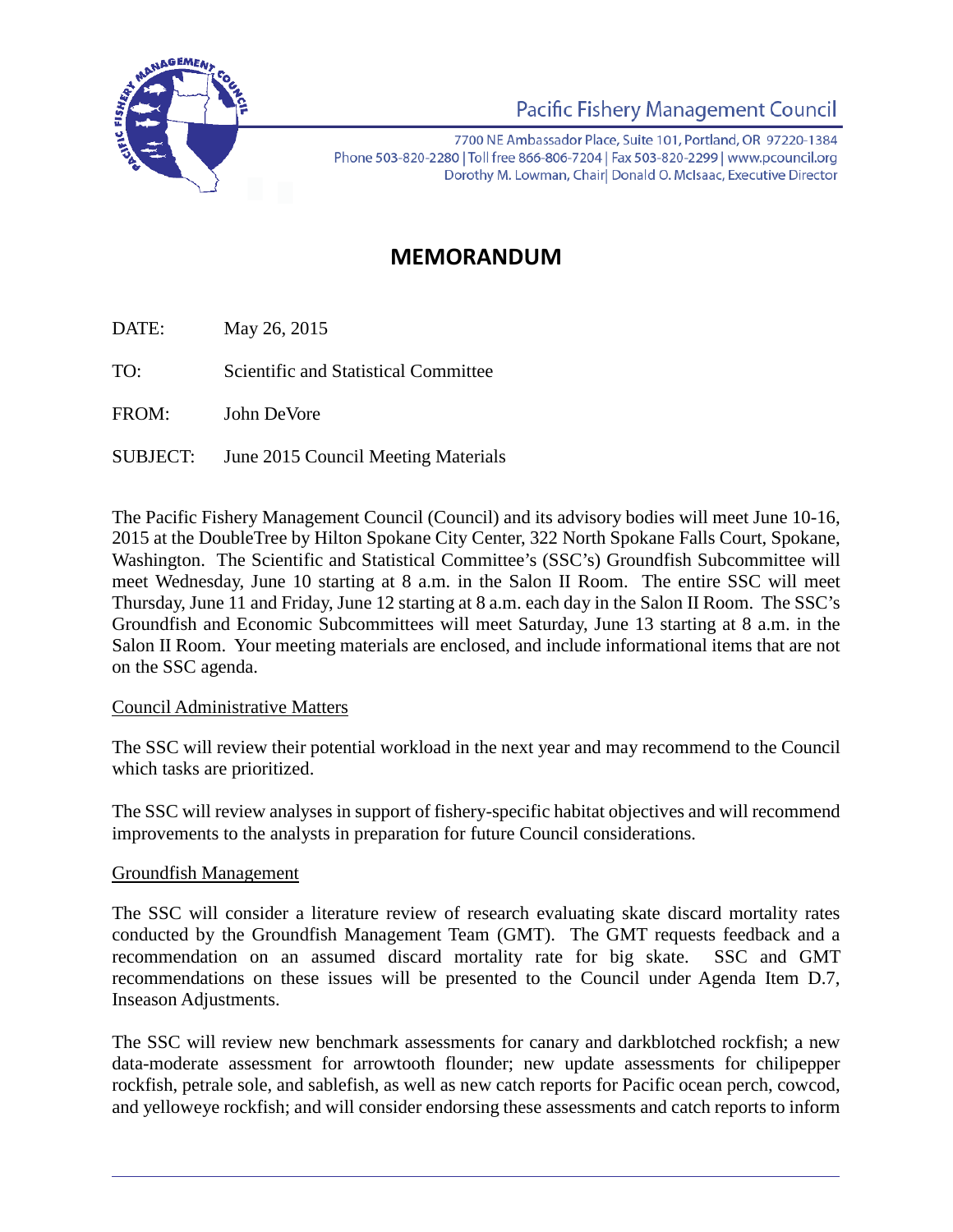Pacific Fishery Management Council

7700 NE Ambassador Place, Suite 101, Portland, OR 97220-1384
Phone 503-820-2280 | Toll free 866-806-7204 | Fax 503-820-2299 | www.pcouncil.org
Dorothy M. Lowman, Chair| Donald O. McIsaac, Executive Director

# MEMORANDUM

DATE: May 26, 2015

TO: Scientific and Statistical Committee

FROM: John DeVore

SUBJECT: June 2015 Council Meeting Materials

The Pacific Fishery Management Council (Council) and its advisory bodies will meet June 10-16, 2015 at the DoubleTree by Hilton Spokane City Center, 322 North Spokane Falls Court, Spokane, Washington. The Scientific and Statistical Committee's (SSC's) Groundfish Subcommittee will meet Wednesday, June 10 starting at 8 a.m. in the Salon II Room. The entire SSC will meet Thursday, June 11 and Friday, June 12 starting at 8 a.m. each day in the Salon II Room. The SSC's Groundfish and Economic Subcommittees will meet Saturday, June 13 starting at 8 a.m. in the Salon II Room. Your meeting materials are enclosed, and include informational items that are not on the SSC agenda.

## Council Administrative Matters

The SSC will review their potential workload in the next year and may recommend to the Council which tasks are prioritized.

The SSC will review analyses in support of fishery-specific habitat objectives and will recommend improvements to the analysts in preparation for future Council considerations.

## Groundfish Management

The SSC will consider a literature review of research evaluating skate discard mortality rates conducted by the Groundfish Management Team (GMT). The GMT requests feedback and a recommendation on an assumed discard mortality rate for big skate. SSC and GMT recommendations on these issues will be presented to the Council under Agenda Item D.7, Inseason Adjustments.

The SSC will review new benchmark assessments for canary and darkblotched rockfish; a new data-moderate assessment for arrowtooth flounder; new update assessments for chilipepper rockfish, petrale sole, and sablefish, as well as new catch reports for Pacific ocean perch, cowcod, and yelloweye rockfish; and will consider endorsing these assessments and catch reports to inform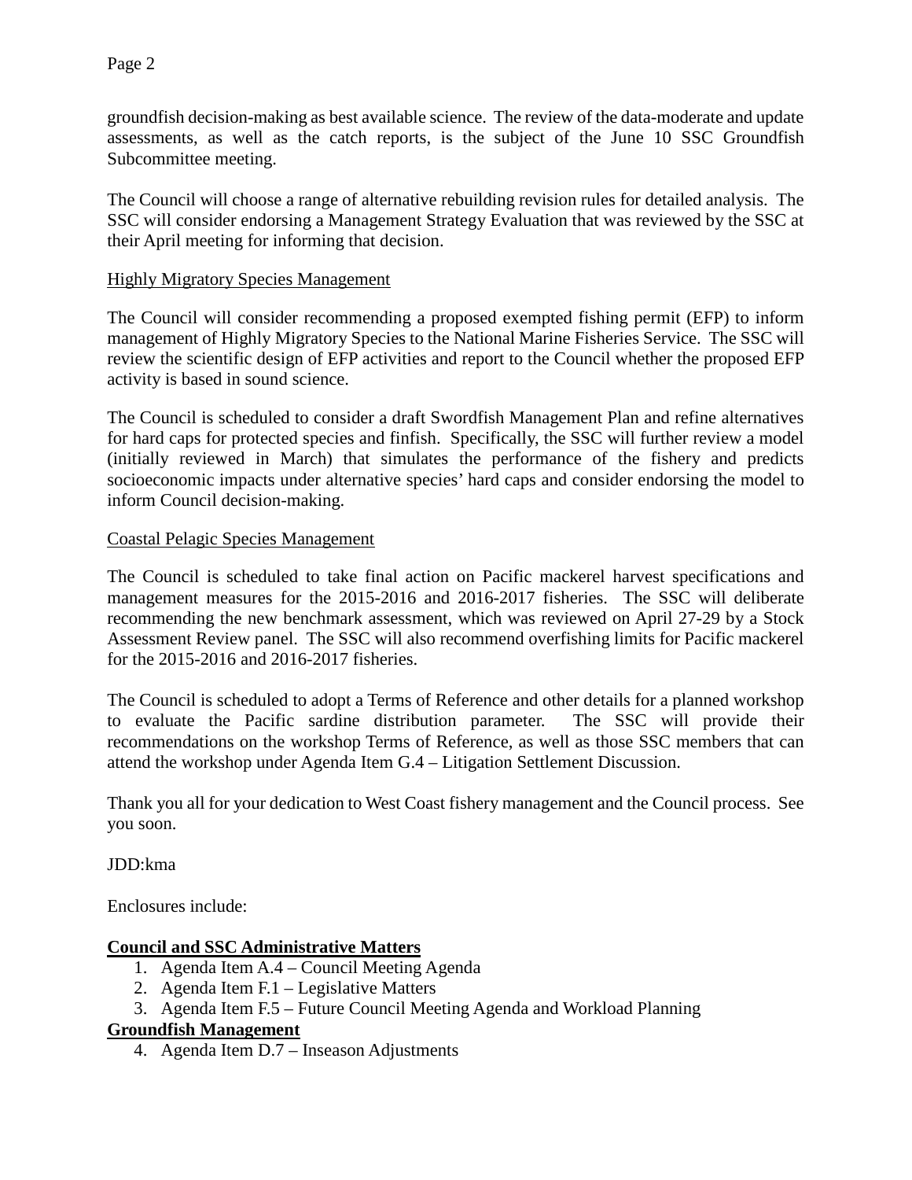groundfish decision-making as best available science. The review of the data-moderate and update assessments, as well as the catch reports, is the subject of the June 10 SSC Groundfish Subcommittee meeting.

The Council will choose a range of alternative rebuilding revision rules for detailed analysis. The SSC will consider endorsing a Management Strategy Evaluation that was reviewed by the SSC at their April meeting for informing that decision.

Highly Migratory Species Management

The Council will consider recommending a proposed exempted fishing permit (EFP) to inform management of Highly Migratory Species to the National Marine Fisheries Service. The SSC will review the scientific design of EFP activities and report to the Council whether the proposed EFP activity is based in sound science.

The Council is scheduled to consider a draft Swordfish Management Plan and refine alternatives for hard caps for protected species and finfish. Specifically, the SSC will further review a model (initially reviewed in March) that simulates the performance of the fishery and predicts socioeconomic impacts under alternative species' hard caps and consider endorsing the model to inform Council decision-making.

Coastal Pelagic Species Management

The Council is scheduled to take final action on Pacific mackerel harvest specifications and management measures for the 2015-2016 and 2016-2017 fisheries. The SSC will deliberate recommending the new benchmark assessment, which was reviewed on April 27-29 by a Stock Assessment Review panel. The SSC will also recommend overfishing limits for Pacific mackerel for the 2015-2016 and 2016-2017 fisheries.

The Council is scheduled to adopt a Terms of Reference and other details for a planned workshop to evaluate the Pacific sardine distribution parameter. The SSC will provide their recommendations on the workshop Terms of Reference, as well as those SSC members that can attend the workshop under Agenda Item G.4 – Litigation Settlement Discussion.

Thank you all for your dedication to West Coast fishery management and the Council process. See you soon.

JDD:kma

Enclosures include:

**Council and SSC Administrative Matters**

1. Agenda Item A.4 – Council Meeting Agenda
2. Agenda Item F.1 – Legislative Matters
3. Agenda Item F.5 – Future Council Meeting Agenda and Workload Planning

**Groundfish Management**

4. Agenda Item D.7 – Inseason Adjustments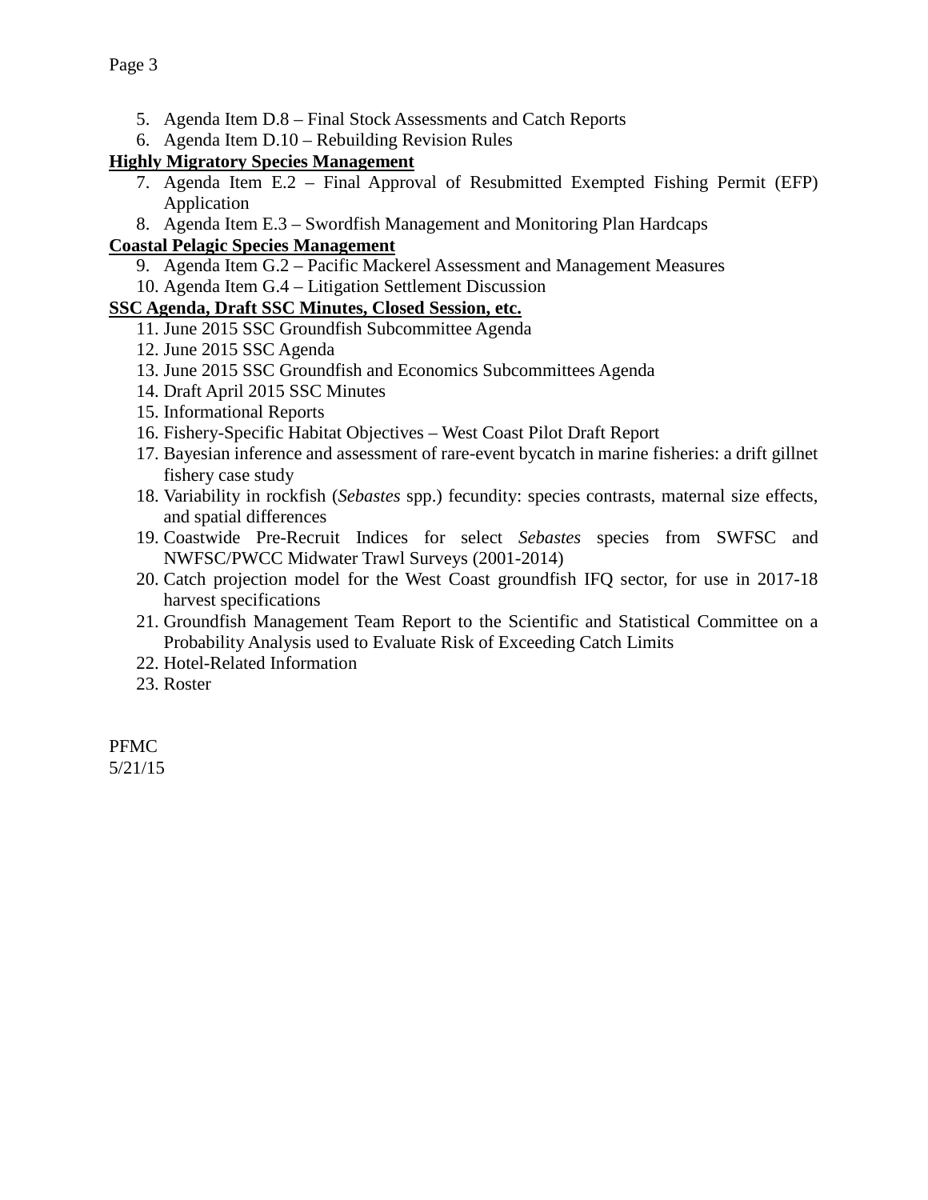5. Agenda Item D.8 – Final Stock Assessments and Catch Reports
6. Agenda Item D.10 – Rebuilding Revision Rules

**Highly Migratory Species Management**

7. Agenda Item E.2 – Final Approval of Resubmitted Exempted Fishing Permit (EFP) Application
8. Agenda Item E.3 – Swordfish Management and Monitoring Plan Hardcaps

**Coastal Pelagic Species Management**

9. Agenda Item G.2 – Pacific Mackerel Assessment and Management Measures
10. Agenda Item G.4 – Litigation Settlement Discussion

**SSC Agenda, Draft SSC Minutes, Closed Session, etc.**

11. June 2015 SSC Groundfish Subcommittee Agenda
12. June 2015 SSC Agenda
13. June 2015 SSC Groundfish and Economics Subcommittees Agenda
14. Draft April 2015 SSC Minutes
15. Informational Reports
16. Fishery-Specific Habitat Objectives – West Coast Pilot Draft Report
17. Bayesian inference and assessment of rare-event bycatch in marine fisheries: a drift gillnet fishery case study
18. Variability in rockfish (*Sebastes* spp.) fecundity: species contrasts, maternal size effects, and spatial differences
19. Coastwide Pre-Recruit Indices for select *Sebastes* species from SWFSC and NWFSC/PWCC Midwater Trawl Surveys (2001-2014)
20. Catch projection model for the West Coast groundfish IFQ sector, for use in 2017-18 harvest specifications
21. Groundfish Management Team Report to the Scientific and Statistical Committee on a Probability Analysis used to Evaluate Risk of Exceeding Catch Limits
22. Hotel-Related Information
23. Roster

PFMC
5/21/15